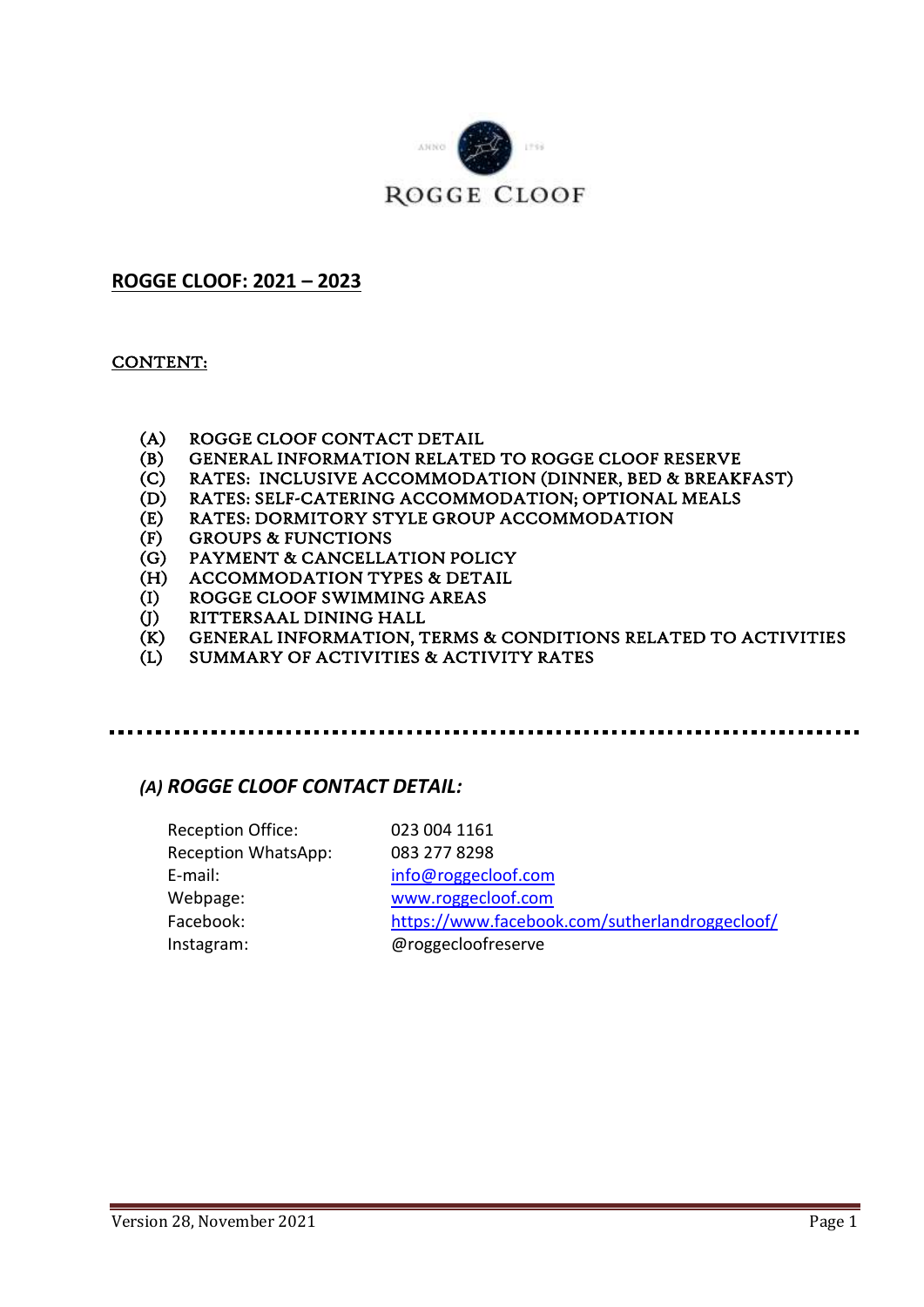ROGGE CLOOF

## ROGGE CLOOF: 2021 – 2023

### CONTENT:

- (A) ROGGE CLOOF CONTACT DETAIL
- (B) GENERAL INFORMATION RELATED TO ROGGE CLOOF RESERVE
- (C) RATES: INCLUSIVE ACCOMMODATION (DINNER, BED & BREAKFAST)
- (D) RATES: SELF-CATERING ACCOMMODATION; OPTIONAL MEALS
- (E) RATES: DORMITORY STYLE GROUP ACCOMMODATION
- (F) GROUPS & FUNCTIONS
- (G) PAYMENT & CANCELLATION POLICY
- (H) ACCOMMODATION TYPES & DETAIL
- (I) ROGGE CLOOF SWIMMING AREAS
- (J) RITTERSAAL DINING HALL
- (K) GENERAL INFORMATION, TERMS & CONDITIONS RELATED TO ACTIVITIES
- (L) SUMMARY OF ACTIVITIES & ACTIVITY RATES

---

### *(A) ROGGE CLOOF CONTACT DETAIL:*

| | |
|---|---|
| Reception Office: | 023 004 1161 |
| Reception WhatsApp: | 083 277 8298 |
| E-mail: | info@roggecloof.com |
| Webpage: | www.roggecloof.com |
| Facebook: | https://www.facebook.com/sutherlandroggecloof/ |
| Instagram: | @roggecloofreserve |

Version 28, November 2021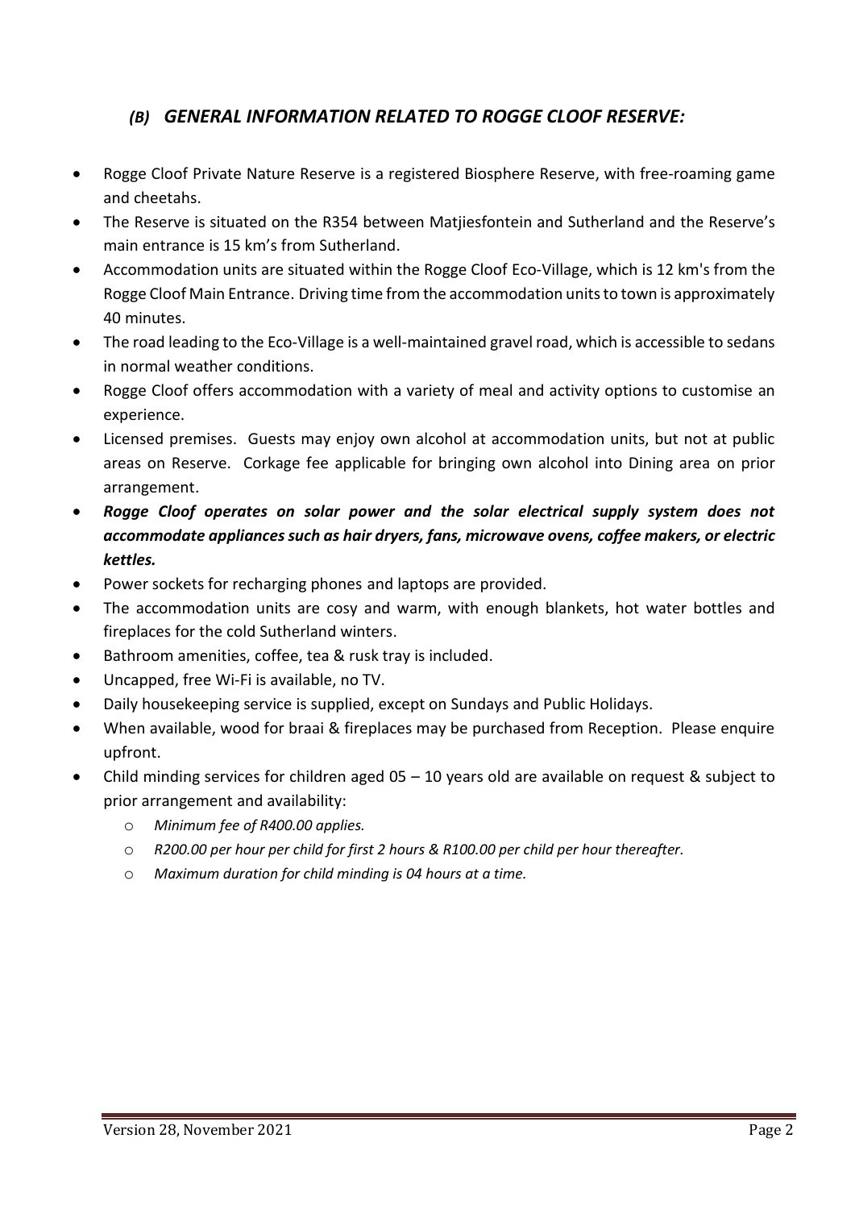## *(B) GENERAL INFORMATION RELATED TO ROGGE CLOOF RESERVE:*

- Rogge Cloof Private Nature Reserve is a registered Biosphere Reserve, with free-roaming game and cheetahs.
- The Reserve is situated on the R354 between Matjiesfontein and Sutherland and the Reserve's main entrance is 15 km's from Sutherland.
- Accommodation units are situated within the Rogge Cloof Eco-Village, which is 12 km's from the Rogge Cloof Main Entrance. Driving time from the accommodation units to town is approximately 40 minutes.
- The road leading to the Eco-Village is a well-maintained gravel road, which is accessible to sedans in normal weather conditions.
- Rogge Cloof offers accommodation with a variety of meal and activity options to customise an experience.
- Licensed premises. Guests may enjoy own alcohol at accommodation units, but not at public areas on Reserve. Corkage fee applicable for bringing own alcohol into Dining area on prior arrangement.
- ***Rogge Cloof operates on solar power and the solar electrical supply system does not accommodate appliances such as hair dryers, fans, microwave ovens, coffee makers, or electric kettles.***
- Power sockets for recharging phones and laptops are provided.
- The accommodation units are cosy and warm, with enough blankets, hot water bottles and fireplaces for the cold Sutherland winters.
- Bathroom amenities, coffee, tea & rusk tray is included.
- Uncapped, free Wi-Fi is available, no TV.
- Daily housekeeping service is supplied, except on Sundays and Public Holidays.
- When available, wood for braai & fireplaces may be purchased from Reception. Please enquire upfront.
- Child minding services for children aged 05 – 10 years old are available on request & subject to prior arrangement and availability:
  - *Minimum fee of R400.00 applies.*
  - *R200.00 per hour per child for first 2 hours & R100.00 per child per hour thereafter.*
  - *Maximum duration for child minding is 04 hours at a time.*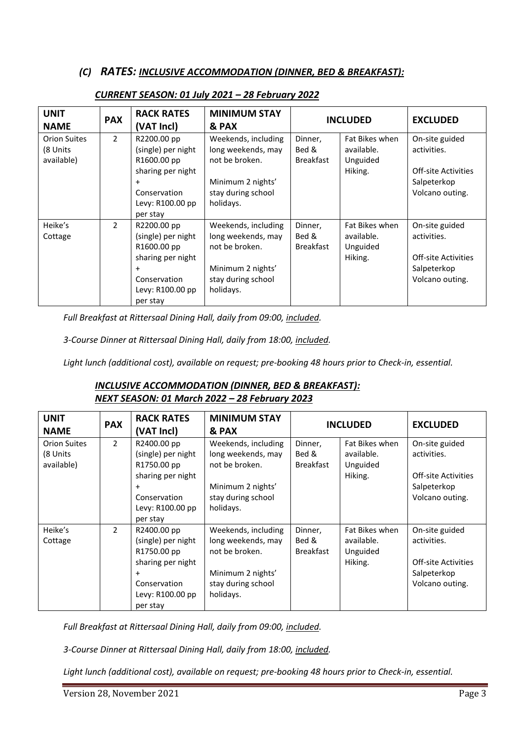## *(C) RATES: INCLUSIVE ACCOMMODATION (DINNER, BED & BREAKFAST):*

### *CURRENT SEASON: 01 July 2021 – 28 February 2022*

| UNIT NAME | PAX | RACK RATES (VAT Incl) | MINIMUM STAY & PAX | INCLUDED | | EXCLUDED |
|---|---|---|---|---|---|---|
| Orion Suites (8 Units available) | 2 | R2200.00 pp (single) per night R1600.00 pp sharing per night + Conservation Levy: R100.00 pp per stay | Weekends, including long weekends, may not be broken. Minimum 2 nights' stay during school holidays. | Dinner, Bed & Breakfast | Fat Bikes when available. Unguided Hiking. | On-site guided activities. Off-site Activities Salpeterkop Volcano outing. |
| Heike's Cottage | 2 | R2200.00 pp (single) per night R1600.00 pp sharing per night + Conservation Levy: R100.00 pp per stay | Weekends, including long weekends, may not be broken. Minimum 2 nights' stay during school holidays. | Dinner, Bed & Breakfast | Fat Bikes when available. Unguided Hiking. | On-site guided activities. Off-site Activities Salpeterkop Volcano outing. |

*Full Breakfast at Rittersaal Dining Hall, daily from 09:00, included.*

*3-Course Dinner at Rittersaal Dining Hall, daily from 18:00, included.*

*Light lunch (additional cost), available on request; pre-booking 48 hours prior to Check-in, essential.*

### *INCLUSIVE ACCOMMODATION (DINNER, BED & BREAKFAST):*
### *NEXT SEASON: 01 March 2022 – 28 February 2023*

| UNIT NAME | PAX | RACK RATES (VAT Incl) | MINIMUM STAY & PAX | INCLUDED | | EXCLUDED |
|---|---|---|---|---|---|---|
| Orion Suites (8 Units available) | 2 | R2400.00 pp (single) per night R1750.00 pp sharing per night + Conservation Levy: R100.00 pp per stay | Weekends, including long weekends, may not be broken. Minimum 2 nights' stay during school holidays. | Dinner, Bed & Breakfast | Fat Bikes when available. Unguided Hiking. | On-site guided activities. Off-site Activities Salpeterkop Volcano outing. |
| Heike's Cottage | 2 | R2400.00 pp (single) per night R1750.00 pp sharing per night + Conservation Levy: R100.00 pp per stay | Weekends, including long weekends, may not be broken. Minimum 2 nights' stay during school holidays. | Dinner, Bed & Breakfast | Fat Bikes when available. Unguided Hiking. | On-site guided activities. Off-site Activities Salpeterkop Volcano outing. |

*Full Breakfast at Rittersaal Dining Hall, daily from 09:00, included.*

*3-Course Dinner at Rittersaal Dining Hall, daily from 18:00, included.*

*Light lunch (additional cost), available on request; pre-booking 48 hours prior to Check-in, essential.*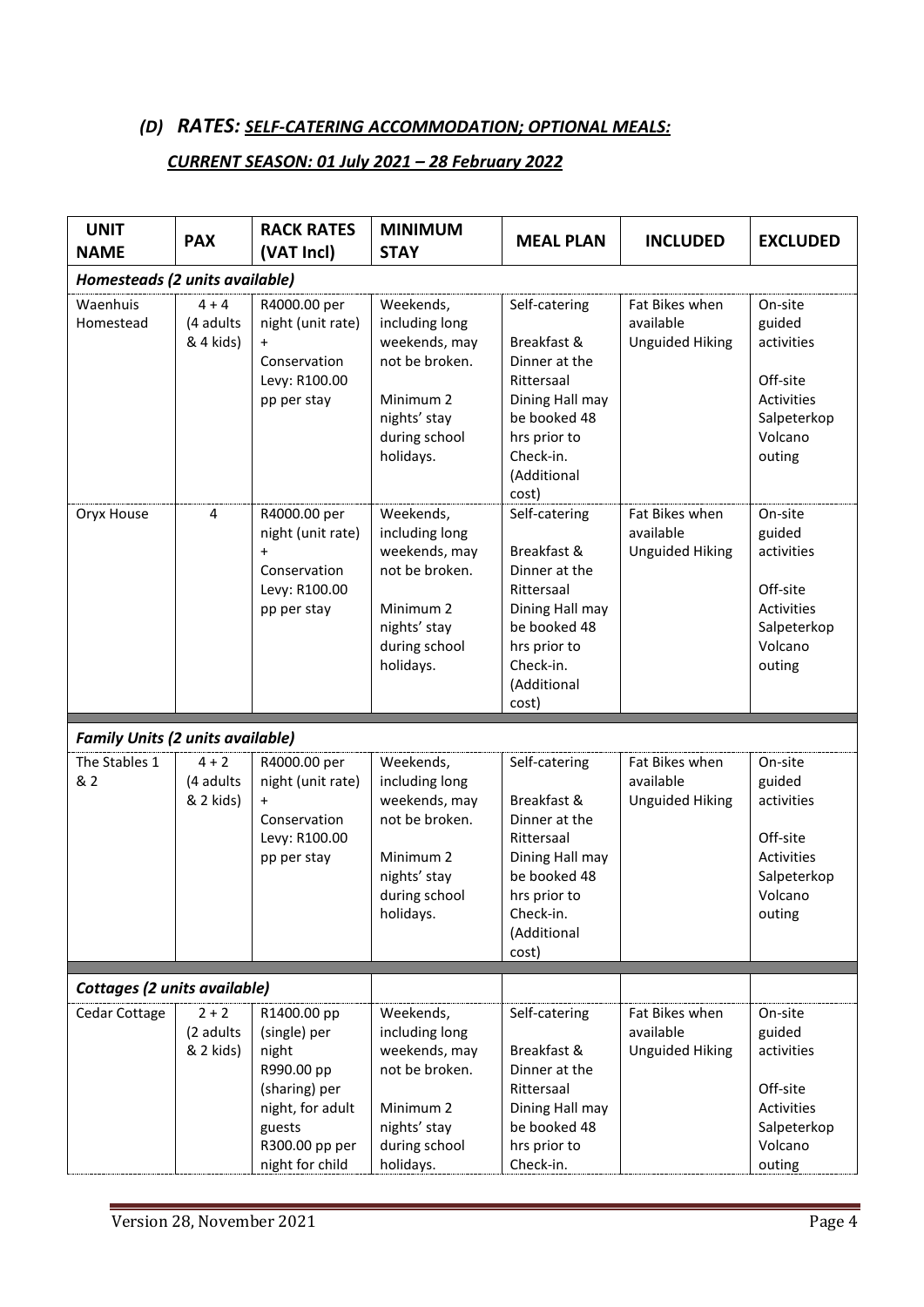## *(D) RATES: SELF-CATERING ACCOMMODATION; OPTIONAL MEALS:*

### *CURRENT SEASON: 01 July 2021 – 28 February 2022*

| UNIT NAME | PAX | RACK RATES (VAT Incl) | MINIMUM STAY | MEAL PLAN | INCLUDED | EXCLUDED |
|---|---|---|---|---|---|---|
| ***Homesteads (2 units available)*** | | | | | | |
| Waenhuis Homestead | 4 + 4 (4 adults & 4 kids) | R4000.00 per night (unit rate) + Conservation Levy: R100.00 pp per stay | Weekends, including long weekends, may not be broken. Minimum 2 nights' stay during school holidays. | Self-catering Breakfast & Dinner at the Rittersaal Dining Hall may be booked 48 hrs prior to Check-in. (Additional cost) | Fat Bikes when available Unguided Hiking | On-site guided activities Off-site Activities Salpeterkop Volcano outing |
| Oryx House | 4 | R4000.00 per night (unit rate) + Conservation Levy: R100.00 pp per stay | Weekends, including long weekends, may not be broken. Minimum 2 nights' stay during school holidays. | Self-catering Breakfast & Dinner at the Rittersaal Dining Hall may be booked 48 hrs prior to Check-in. (Additional cost) | Fat Bikes when available Unguided Hiking | On-site guided activities Off-site Activities Salpeterkop Volcano outing |
| ***Family Units (2 units available)*** | | | | | | |
| The Stables 1 & 2 | 4 + 2 (4 adults & 2 kids) | R4000.00 per night (unit rate) + Conservation Levy: R100.00 pp per stay | Weekends, including long weekends, may not be broken. Minimum 2 nights' stay during school holidays. | Self-catering Breakfast & Dinner at the Rittersaal Dining Hall may be booked 48 hrs prior to Check-in. (Additional cost) | Fat Bikes when available Unguided Hiking | On-site guided activities Off-site Activities Salpeterkop Volcano outing |
| ***Cottages (2 units available)*** | | | | | | |
| Cedar Cottage | 2 + 2 (2 adults & 2 kids) | R1400.00 pp (single) per night R990.00 pp (sharing) per night, for adult guests R300.00 pp per night for child | Weekends, including long weekends, may not be broken. Minimum 2 nights' stay during school holidays. | Self-catering Breakfast & Dinner at the Rittersaal Dining Hall may be booked 48 hrs prior to Check-in. | Fat Bikes when available Unguided Hiking | On-site guided activities Off-site Activities Salpeterkop Volcano outing |

Version 28, November 2021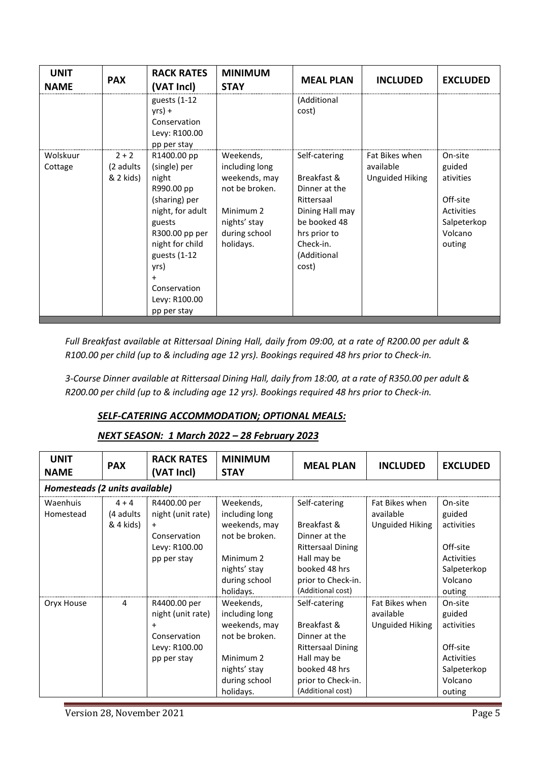| UNIT NAME | PAX | RACK RATES (VAT Incl) | MINIMUM STAY | MEAL PLAN | INCLUDED | EXCLUDED |
|---|---|---|---|---|---|---|
| | | guests (1-12 yrs) + Conservation Levy: R100.00 pp per stay | | (Additional cost) | | |
| Wolskuur Cottage | 2 + 2 (2 adults & 2 kids) | R1400.00 pp (single) per night R990.00 pp (sharing) per night, for adult guests R300.00 pp per night for child guests (1-12 yrs) + Conservation Levy: R100.00 pp per stay | Weekends, including long weekends, may not be broken. Minimum 2 nights' stay during school holidays. | Self-catering Breakfast & Dinner at the Rittersaal Dining Hall may be booked 48 hrs prior to Check-in. (Additional cost) | Fat Bikes when available Unguided Hiking | On-site guided ativities Off-site Activities Salpeterkop Volcano outing |

*Full Breakfast available at Rittersaal Dining Hall, daily from 09:00, at a rate of R200.00 per adult & R100.00 per child (up to & including age 12 yrs). Bookings required 48 hrs prior to Check-in.*

*3-Course Dinner available at Rittersaal Dining Hall, daily from 18:00, at a rate of R350.00 per adult & R200.00 per child (up to & including age 12 yrs). Bookings required 48 hrs prior to Check-in.*

## ***SELF-CATERING ACCOMMODATION; OPTIONAL MEALS:***

## ***NEXT SEASON: 1 March 2022 – 28 February 2023***

| UNIT NAME | PAX | RACK RATES (VAT Incl) | MINIMUM STAY | MEAL PLAN | INCLUDED | EXCLUDED |
|---|---|---|---|---|---|---|
| ***Homesteads (2 units available)*** | | | | | | |
| Waenhuis Homestead | 4 + 4 (4 adults & 4 kids) | R4400.00 per night (unit rate) + Conservation Levy: R100.00 pp per stay | Weekends, including long weekends, may not be broken. Minimum 2 nights' stay during school holidays. | Self-catering Breakfast & Dinner at the Rittersaal Dining Hall may be booked 48 hrs prior to Check-in. (Additional cost) | Fat Bikes when available Unguided Hiking | On-site guided activities Off-site Activities Salpeterkop Volcano outing |
| Oryx House | 4 | R4400.00 per night (unit rate) + Conservation Levy: R100.00 pp per stay | Weekends, including long weekends, may not be broken. Minimum 2 nights' stay during school holidays. | Self-catering Breakfast & Dinner at the Rittersaal Dining Hall may be booked 48 hrs prior to Check-in. (Additional cost) | Fat Bikes when available Unguided Hiking | On-site guided activities Off-site Activities Salpeterkop Volcano outing |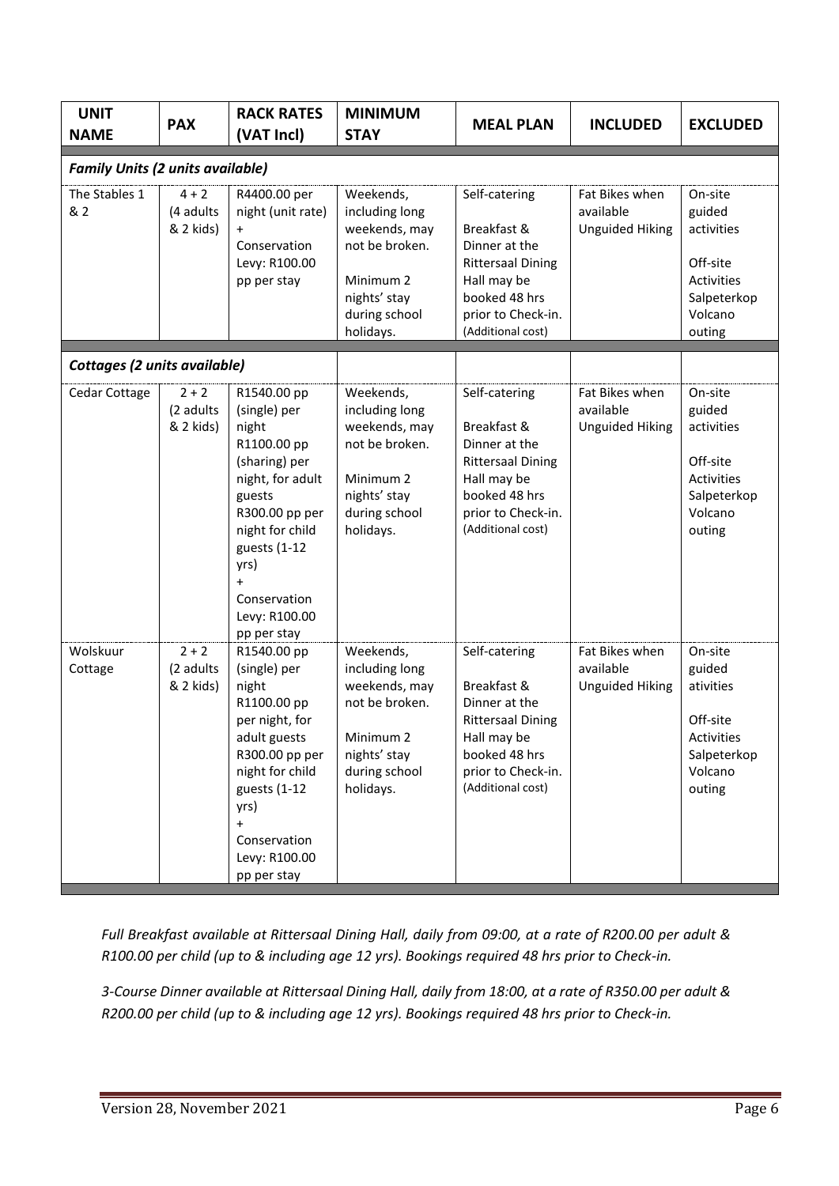| UNIT NAME | PAX | RACK RATES (VAT Incl) | MINIMUM STAY | MEAL PLAN | INCLUDED | EXCLUDED |
|---|---|---|---|---|---|---|
| ***Family Units (2 units available)*** | | | | | | |
| The Stables 1 & 2 | 4 + 2 (4 adults & 2 kids) | R4400.00 per night (unit rate) + Conservation Levy: R100.00 pp per stay | Weekends, including long weekends, may not be broken. Minimum 2 nights' stay during school holidays. | Self-catering Breakfast & Dinner at the Rittersaal Dining Hall may be booked 48 hrs prior to Check-in. (Additional cost) | Fat Bikes when available Unguided Hiking | On-site guided activities Off-site Activities Salpeterkop Volcano outing |
| ***Cottages (2 units available)*** | | | | | | |
| Cedar Cottage | 2 + 2 (2 adults & 2 kids) | R1540.00 pp (single) per night R1100.00 pp (sharing) per night, for adult guests R300.00 pp per night for child guests (1-12 yrs) + Conservation Levy: R100.00 pp per stay | Weekends, including long weekends, may not be broken. Minimum 2 nights' stay during school holidays. | Self-catering Breakfast & Dinner at the Rittersaal Dining Hall may be booked 48 hrs prior to Check-in. (Additional cost) | Fat Bikes when available Unguided Hiking | On-site guided activities Off-site Activities Salpeterkop Volcano outing |
| Wolskuur Cottage | 2 + 2 (2 adults & 2 kids) | R1540.00 pp (single) per night R1100.00 pp per night, for adult guests R300.00 pp per night for child guests (1-12 yrs) + Conservation Levy: R100.00 pp per stay | Weekends, including long weekends, may not be broken. Minimum 2 nights' stay during school holidays. | Self-catering Breakfast & Dinner at the Rittersaal Dining Hall may be booked 48 hrs prior to Check-in. (Additional cost) | Fat Bikes when available Unguided Hiking | On-site guided ativities Off-site Activities Salpeterkop Volcano outing |

*Full Breakfast available at Rittersaal Dining Hall, daily from 09:00, at a rate of R200.00 per adult & R100.00 per child (up to & including age 12 yrs). Bookings required 48 hrs prior to Check-in.*

*3-Course Dinner available at Rittersaal Dining Hall, daily from 18:00, at a rate of R350.00 per adult & R200.00 per child (up to & including age 12 yrs). Bookings required 48 hrs prior to Check-in.*

Version 28, November 2021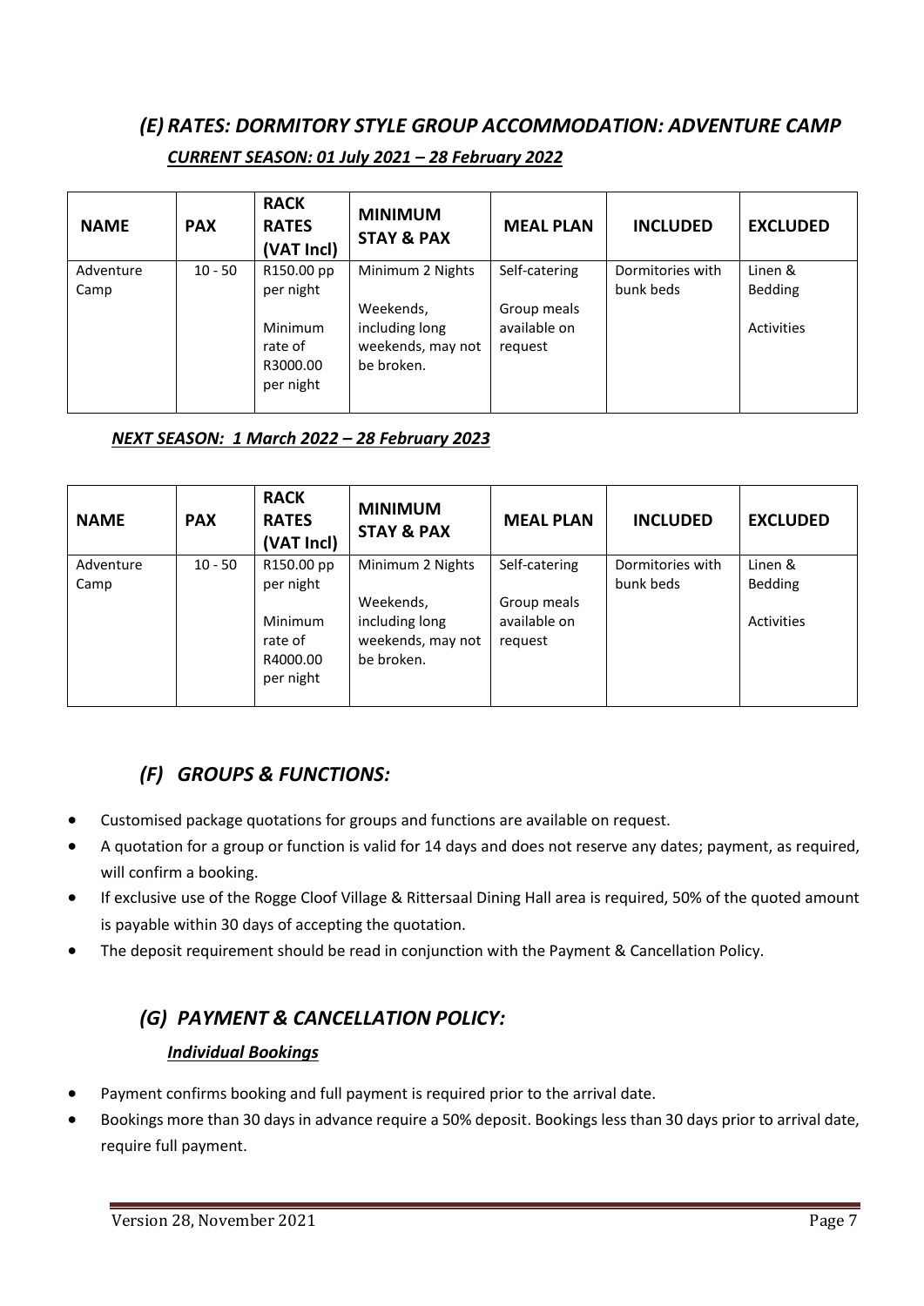## *(E) RATES: DORMITORY STYLE GROUP ACCOMMODATION: ADVENTURE CAMP*

***CURRENT SEASON: 01 July 2021 – 28 February 2022***

| NAME | PAX | RACK RATES (VAT Incl) | MINIMUM STAY & PAX | MEAL PLAN | INCLUDED | EXCLUDED |
|---|---|---|---|---|---|---|
| Adventure Camp | 10 - 50 | R150.00 pp per night<br><br>Minimum rate of R3000.00 per night | Minimum 2 Nights<br><br>Weekends, including long weekends, may not be broken. | Self-catering<br><br>Group meals available on request | Dormitories with bunk beds | Linen & Bedding<br><br>Activities |

***NEXT SEASON: 1 March 2022 – 28 February 2023***

| NAME | PAX | RACK RATES (VAT Incl) | MINIMUM STAY & PAX | MEAL PLAN | INCLUDED | EXCLUDED |
|---|---|---|---|---|---|---|
| Adventure Camp | 10 - 50 | R150.00 pp per night<br><br>Minimum rate of R4000.00 per night | Minimum 2 Nights<br><br>Weekends, including long weekends, may not be broken. | Self-catering<br><br>Group meals available on request | Dormitories with bunk beds | Linen & Bedding<br><br>Activities |

## *(F) GROUPS & FUNCTIONS:*

- Customised package quotations for groups and functions are available on request.
- A quotation for a group or function is valid for 14 days and does not reserve any dates; payment, as required, will confirm a booking.
- If exclusive use of the Rogge Cloof Village & Rittersaal Dining Hall area is required, 50% of the quoted amount is payable within 30 days of accepting the quotation.
- The deposit requirement should be read in conjunction with the Payment & Cancellation Policy.

## *(G) PAYMENT & CANCELLATION POLICY:*

***Individual Bookings***

- Payment confirms booking and full payment is required prior to the arrival date.
- Bookings more than 30 days in advance require a 50% deposit. Bookings less than 30 days prior to arrival date, require full payment.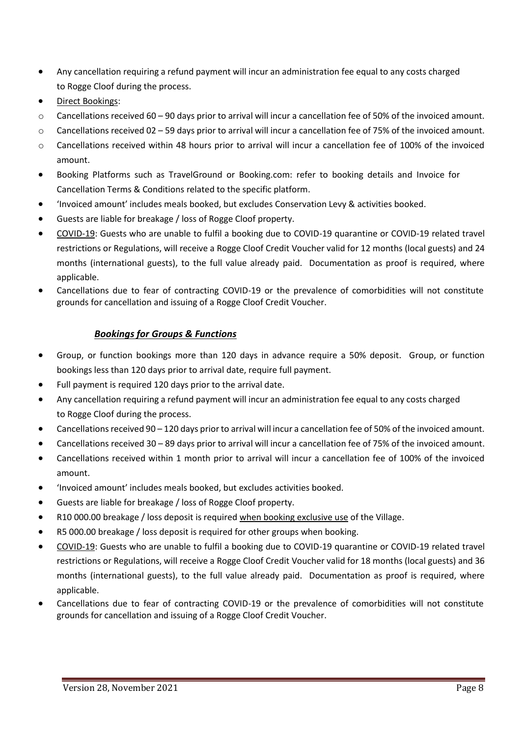- Any cancellation requiring a refund payment will incur an administration fee equal to any costs charged to Rogge Cloof during the process.
- Direct Bookings:
    - Cancellations received 60 – 90 days prior to arrival will incur a cancellation fee of 50% of the invoiced amount.
    - Cancellations received 02 – 59 days prior to arrival will incur a cancellation fee of 75% of the invoiced amount.
    - Cancellations received within 48 hours prior to arrival will incur a cancellation fee of 100% of the invoiced amount.
- Booking Platforms such as TravelGround or Booking.com: refer to booking details and Invoice for Cancellation Terms & Conditions related to the specific platform.
- 'Invoiced amount' includes meals booked, but excludes Conservation Levy & activities booked.
- Guests are liable for breakage / loss of Rogge Cloof property.
- COVID-19: Guests who are unable to fulfil a booking due to COVID-19 quarantine or COVID-19 related travel restrictions or Regulations, will receive a Rogge Cloof Credit Voucher valid for 12 months (local guests) and 24 months (international guests), to the full value already paid. Documentation as proof is required, where applicable.
- Cancellations due to fear of contracting COVID-19 or the prevalence of comorbidities will not constitute grounds for cancellation and issuing of a Rogge Cloof Credit Voucher.

### ***Bookings for Groups & Functions***

- Group, or function bookings more than 120 days in advance require a 50% deposit. Group, or function bookings less than 120 days prior to arrival date, require full payment.
- Full payment is required 120 days prior to the arrival date.
- Any cancellation requiring a refund payment will incur an administration fee equal to any costs charged to Rogge Cloof during the process.
- Cancellations received 90 – 120 days prior to arrival will incur a cancellation fee of 50% of the invoiced amount.
- Cancellations received 30 – 89 days prior to arrival will incur a cancellation fee of 75% of the invoiced amount.
- Cancellations received within 1 month prior to arrival will incur a cancellation fee of 100% of the invoiced amount.
- 'Invoiced amount' includes meals booked, but excludes activities booked.
- Guests are liable for breakage / loss of Rogge Cloof property.
- R10 000.00 breakage / loss deposit is required when booking exclusive use of the Village.
- R5 000.00 breakage / loss deposit is required for other groups when booking.
- COVID-19: Guests who are unable to fulfil a booking due to COVID-19 quarantine or COVID-19 related travel restrictions or Regulations, will receive a Rogge Cloof Credit Voucher valid for 18 months (local guests) and 36 months (international guests), to the full value already paid. Documentation as proof is required, where applicable.
- Cancellations due to fear of contracting COVID-19 or the prevalence of comorbidities will not constitute grounds for cancellation and issuing of a Rogge Cloof Credit Voucher.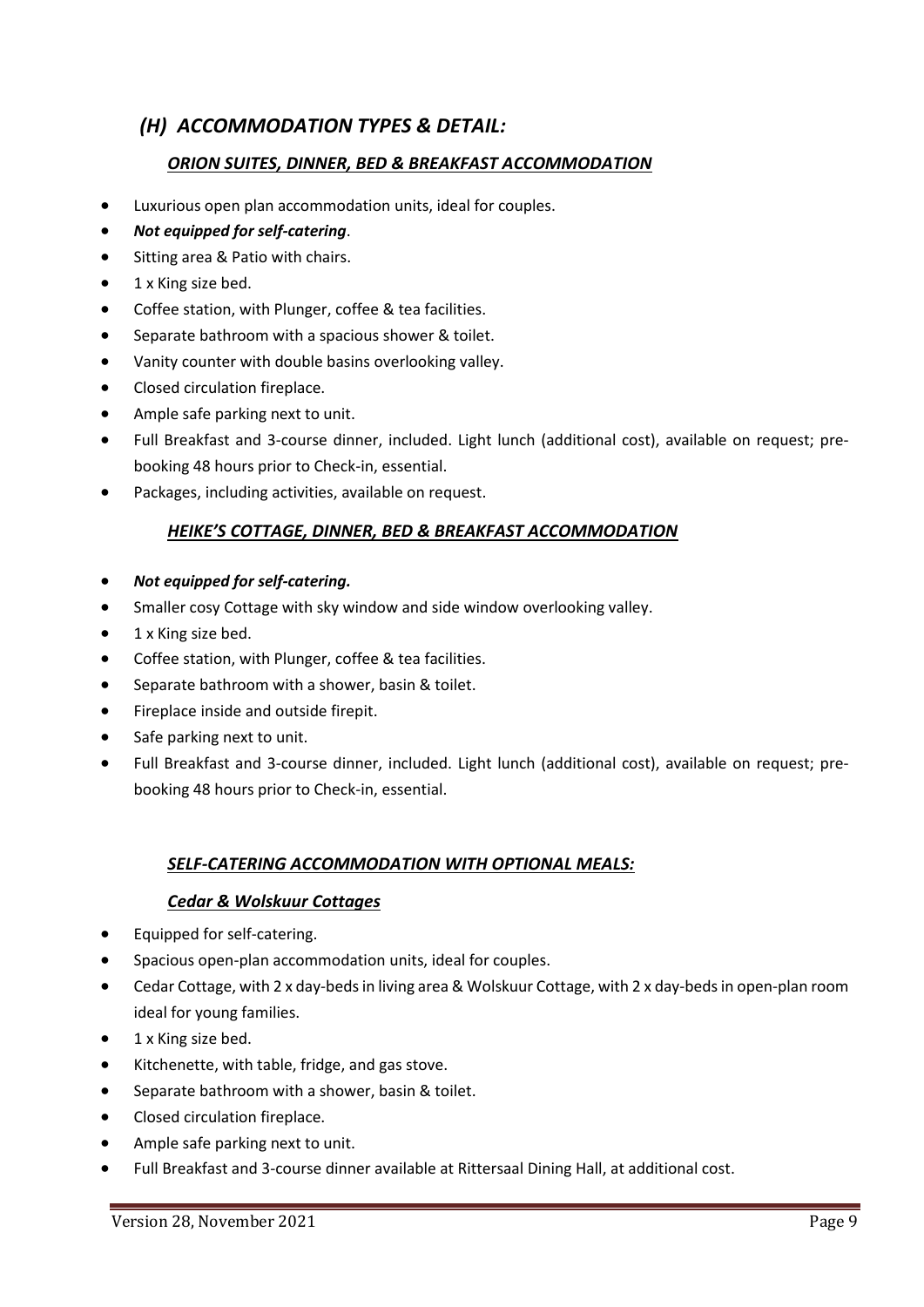## *(H) ACCOMMODATION TYPES & DETAIL:*

### ***ORION SUITES, DINNER, BED & BREAKFAST ACCOMMODATION***

- Luxurious open plan accommodation units, ideal for couples.
- ***Not equipped for self-catering***.
- Sitting area & Patio with chairs.
- 1 x King size bed.
- Coffee station, with Plunger, coffee & tea facilities.
- Separate bathroom with a spacious shower & toilet.
- Vanity counter with double basins overlooking valley.
- Closed circulation fireplace.
- Ample safe parking next to unit.
- Full Breakfast and 3-course dinner, included. Light lunch (additional cost), available on request; pre-booking 48 hours prior to Check-in, essential.
- Packages, including activities, available on request.

### ***HEIKE'S COTTAGE, DINNER, BED & BREAKFAST ACCOMMODATION***

- ***Not equipped for self-catering.***
- Smaller cosy Cottage with sky window and side window overlooking valley.
- 1 x King size bed.
- Coffee station, with Plunger, coffee & tea facilities.
- Separate bathroom with a shower, basin & toilet.
- Fireplace inside and outside firepit.
- Safe parking next to unit.
- Full Breakfast and 3-course dinner, included. Light lunch (additional cost), available on request; pre-booking 48 hours prior to Check-in, essential.

### ***SELF-CATERING ACCOMMODATION WITH OPTIONAL MEALS:***

#### ***Cedar & Wolskuur Cottages***

- Equipped for self-catering.
- Spacious open-plan accommodation units, ideal for couples.
- Cedar Cottage, with 2 x day-beds in living area & Wolskuur Cottage, with 2 x day-beds in open-plan room ideal for young families.
- 1 x King size bed.
- Kitchenette, with table, fridge, and gas stove.
- Separate bathroom with a shower, basin & toilet.
- Closed circulation fireplace.
- Ample safe parking next to unit.
- Full Breakfast and 3-course dinner available at Rittersaal Dining Hall, at additional cost.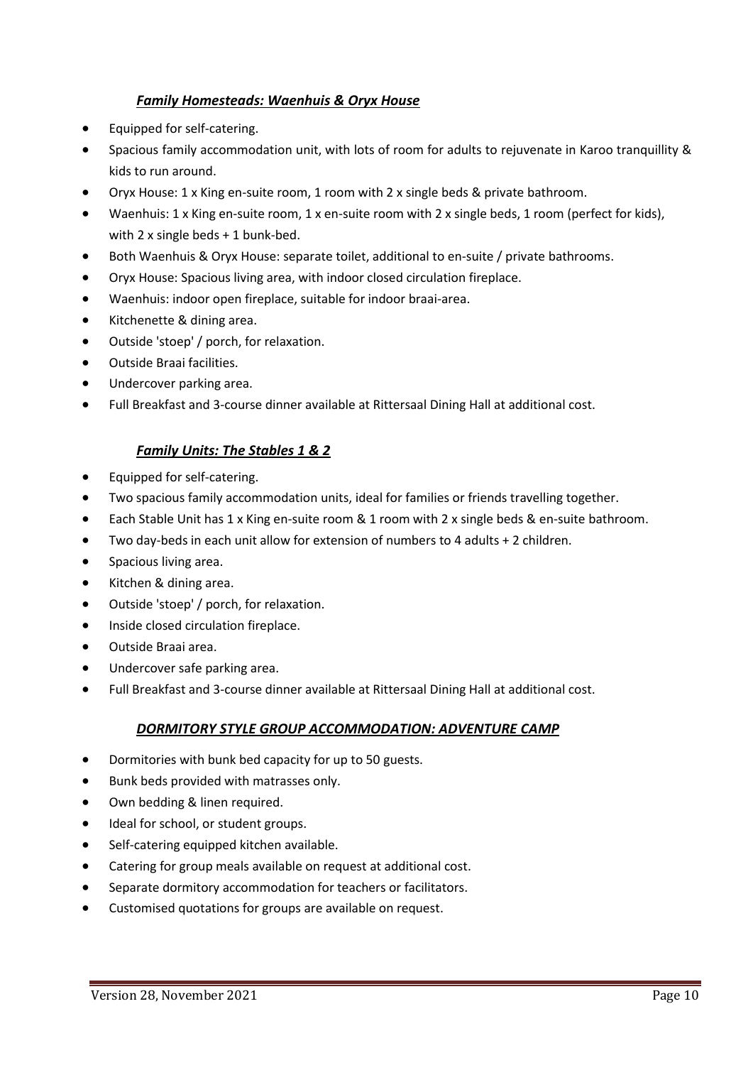### ***Family Homesteads: Waenhuis & Oryx House***

- Equipped for self-catering.
- Spacious family accommodation unit, with lots of room for adults to rejuvenate in Karoo tranquillity & kids to run around.
- Oryx House: 1 x King en-suite room, 1 room with 2 x single beds & private bathroom.
- Waenhuis: 1 x King en-suite room, 1 x en-suite room with 2 x single beds, 1 room (perfect for kids), with 2 x single beds + 1 bunk-bed.
- Both Waenhuis & Oryx House: separate toilet, additional to en-suite / private bathrooms.
- Oryx House: Spacious living area, with indoor closed circulation fireplace.
- Waenhuis: indoor open fireplace, suitable for indoor braai-area.
- Kitchenette & dining area.
- Outside 'stoep' / porch, for relaxation.
- Outside Braai facilities.
- Undercover parking area.
- Full Breakfast and 3-course dinner available at Rittersaal Dining Hall at additional cost.

### ***Family Units: The Stables 1 & 2***

- Equipped for self-catering.
- Two spacious family accommodation units, ideal for families or friends travelling together.
- Each Stable Unit has 1 x King en-suite room & 1 room with 2 x single beds & en-suite bathroom.
- Two day-beds in each unit allow for extension of numbers to 4 adults + 2 children.
- Spacious living area.
- Kitchen & dining area.
- Outside 'stoep' / porch, for relaxation.
- Inside closed circulation fireplace.
- Outside Braai area.
- Undercover safe parking area.
- Full Breakfast and 3-course dinner available at Rittersaal Dining Hall at additional cost.

### ***DORMITORY STYLE GROUP ACCOMMODATION: ADVENTURE CAMP***

- Dormitories with bunk bed capacity for up to 50 guests.
- Bunk beds provided with matrasses only.
- Own bedding & linen required.
- Ideal for school, or student groups.
- Self-catering equipped kitchen available.
- Catering for group meals available on request at additional cost.
- Separate dormitory accommodation for teachers or facilitators.
- Customised quotations for groups are available on request.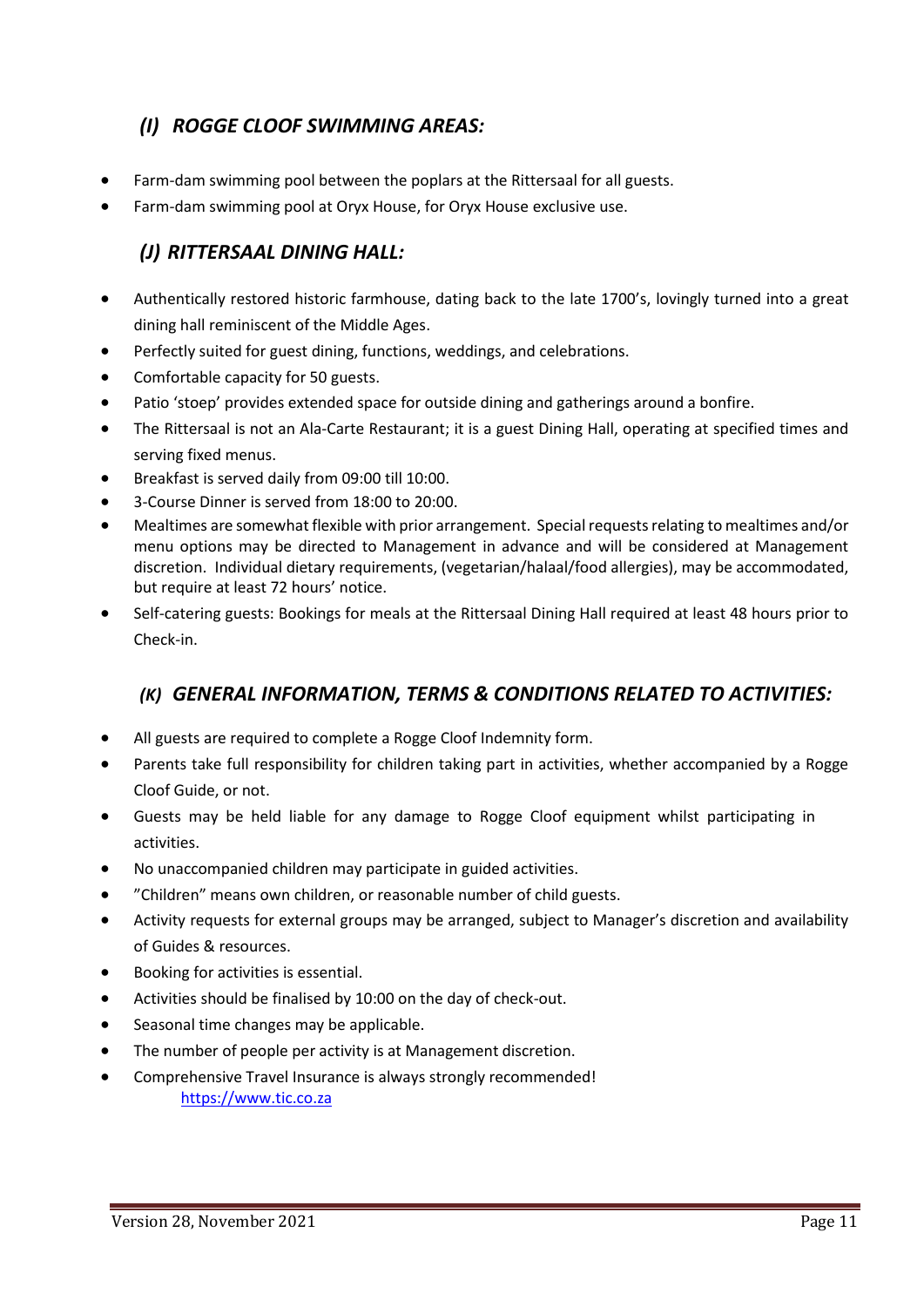## *(I) ROGGE CLOOF SWIMMING AREAS:*

- Farm-dam swimming pool between the poplars at the Rittersaal for all guests.
- Farm-dam swimming pool at Oryx House, for Oryx House exclusive use.

## *(J) RITTERSAAL DINING HALL:*

- Authentically restored historic farmhouse, dating back to the late 1700's, lovingly turned into a great dining hall reminiscent of the Middle Ages.
- Perfectly suited for guest dining, functions, weddings, and celebrations.
- Comfortable capacity for 50 guests.
- Patio 'stoep' provides extended space for outside dining and gatherings around a bonfire.
- The Rittersaal is not an Ala-Carte Restaurant; it is a guest Dining Hall, operating at specified times and serving fixed menus.
- Breakfast is served daily from 09:00 till 10:00.
- 3-Course Dinner is served from 18:00 to 20:00.
- Mealtimes are somewhat flexible with prior arrangement. Special requests relating to mealtimes and/or menu options may be directed to Management in advance and will be considered at Management discretion. Individual dietary requirements, (vegetarian/halaal/food allergies), may be accommodated, but require at least 72 hours' notice.
- Self-catering guests: Bookings for meals at the Rittersaal Dining Hall required at least 48 hours prior to Check-in.

## *(K) GENERAL INFORMATION, TERMS & CONDITIONS RELATED TO ACTIVITIES:*

- All guests are required to complete a Rogge Cloof Indemnity form.
- Parents take full responsibility for children taking part in activities, whether accompanied by a Rogge Cloof Guide, or not.
- Guests may be held liable for any damage to Rogge Cloof equipment whilst participating in activities.
- No unaccompanied children may participate in guided activities.
- "Children" means own children, or reasonable number of child guests.
- Activity requests for external groups may be arranged, subject to Manager's discretion and availability of Guides & resources.
- Booking for activities is essential.
- Activities should be finalised by 10:00 on the day of check-out.
- Seasonal time changes may be applicable.
- The number of people per activity is at Management discretion.
- Comprehensive Travel Insurance is always strongly recommended!
  https://www.tic.co.za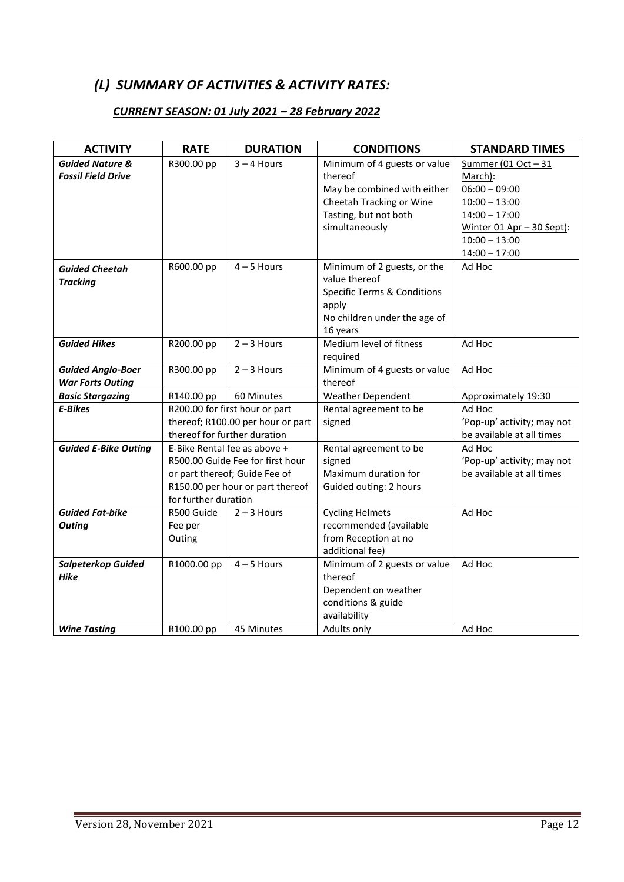## *(L) SUMMARY OF ACTIVITIES & ACTIVITY RATES:*

### *CURRENT SEASON: 01 July 2021 – 28 February 2022*

| ACTIVITY | RATE | DURATION | CONDITIONS | STANDARD TIMES |
|---|---|---|---|---|
| ***Guided Nature & Fossil Field Drive*** | R300.00 pp | 3 – 4 Hours | Minimum of 4 guests or value thereof<br>May be combined with either Cheetah Tracking or Wine Tasting, but not both simultaneously | Summer (01 Oct – 31 March):<br>06:00 – 09:00<br>10:00 – 13:00<br>14:00 – 17:00<br>Winter 01 Apr – 30 Sept):<br>10:00 – 13:00<br>14:00 – 17:00 |
| ***Guided Cheetah Tracking*** | R600.00 pp | 4 – 5 Hours | Minimum of 2 guests, or the value thereof<br>Specific Terms & Conditions apply<br>No children under the age of 16 years | Ad Hoc |
| ***Guided Hikes*** | R200.00 pp | 2 – 3 Hours | Medium level of fitness required | Ad Hoc |
| ***Guided Anglo-Boer War Forts Outing*** | R300.00 pp | 2 – 3 Hours | Minimum of 4 guests or value thereof | Ad Hoc |
| ***Basic Stargazing*** | R140.00 pp | 60 Minutes | Weather Dependent | Approximately 19:30 |
| ***E-Bikes*** | R200.00 for first hour or part thereof; R100.00 per hour or part thereof for further duration | | Rental agreement to be signed | Ad Hoc<br>'Pop-up' activity; may not be available at all times |
| ***Guided E-Bike Outing*** | E-Bike Rental fee as above + R500.00 Guide Fee for first hour or part thereof; Guide Fee of R150.00 per hour or part thereof for further duration | | Rental agreement to be signed<br>Maximum duration for Guided outing: 2 hours | Ad Hoc<br>'Pop-up' activity; may not be available at all times |
| ***Guided Fat-bike Outing*** | R500 Guide Fee per Outing | 2 – 3 Hours | Cycling Helmets recommended (available from Reception at no additional fee) | Ad Hoc |
| ***Salpeterkop Guided Hike*** | R1000.00 pp | 4 – 5 Hours | Minimum of 2 guests or value thereof<br>Dependent on weather conditions & guide availability | Ad Hoc |
| ***Wine Tasting*** | R100.00 pp | 45 Minutes | Adults only | Ad Hoc |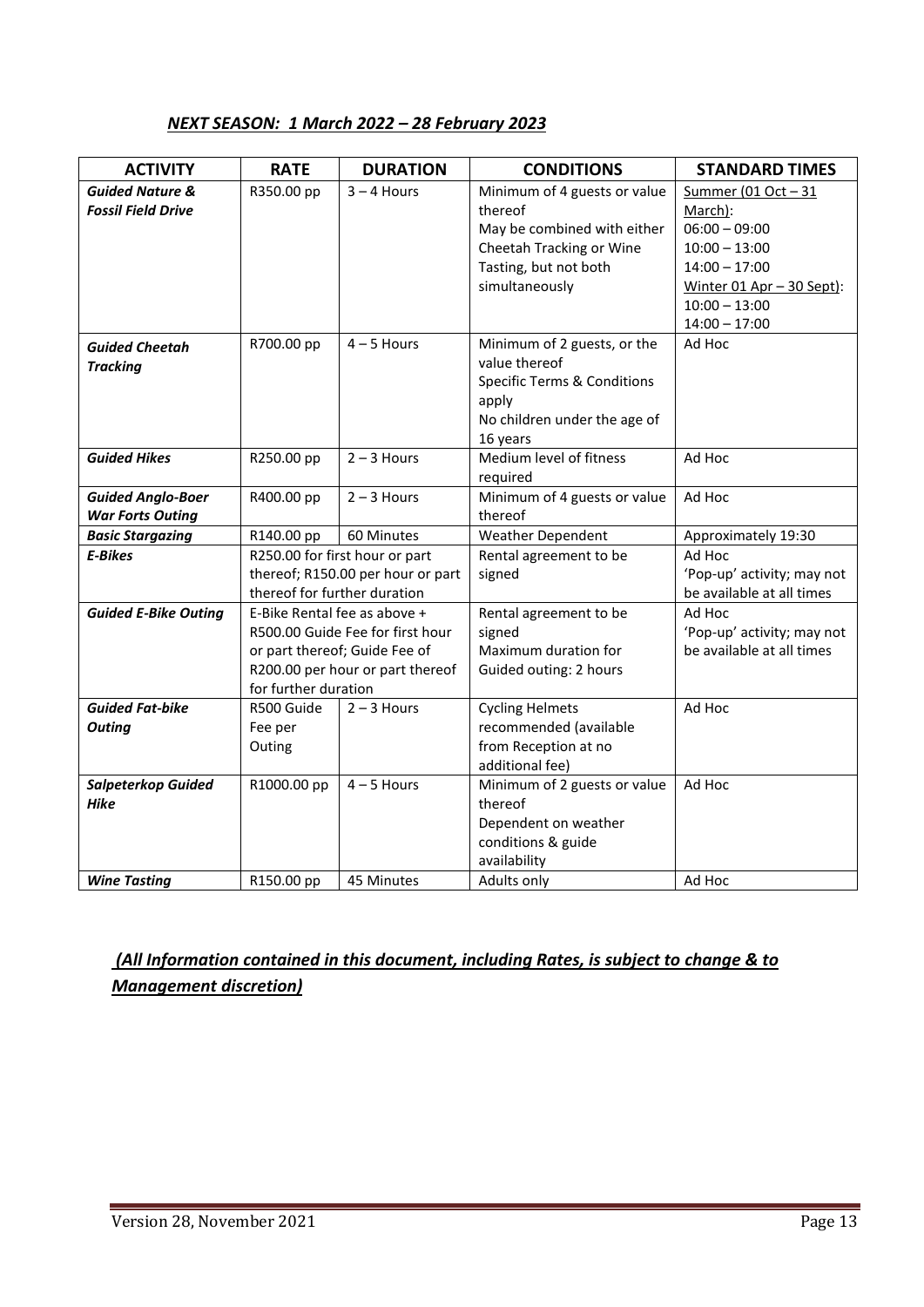***NEXT SEASON: 1 March 2022 – 28 February 2023***

| ACTIVITY | RATE | DURATION | CONDITIONS | STANDARD TIMES |
|---|---|---|---|---|
| ***Guided Nature & Fossil Field Drive*** | R350.00 pp | 3 – 4 Hours | Minimum of 4 guests or value thereof<br>May be combined with either Cheetah Tracking or Wine Tasting, but not both simultaneously | Summer (01 Oct – 31 March):<br>06:00 – 09:00<br>10:00 – 13:00<br>14:00 – 17:00<br>Winter 01 Apr – 30 Sept):<br>10:00 – 13:00<br>14:00 – 17:00 |
| ***Guided Cheetah Tracking*** | R700.00 pp | 4 – 5 Hours | Minimum of 2 guests, or the value thereof<br>Specific Terms & Conditions apply<br>No children under the age of 16 years | Ad Hoc |
| ***Guided Hikes*** | R250.00 pp | 2 – 3 Hours | Medium level of fitness required | Ad Hoc |
| ***Guided Anglo-Boer War Forts Outing*** | R400.00 pp | 2 – 3 Hours | Minimum of 4 guests or value thereof | Ad Hoc |
| ***Basic Stargazing*** | R140.00 pp | 60 Minutes | Weather Dependent | Approximately 19:30 |
| ***E-Bikes*** | R250.00 for first hour or part thereof; R150.00 per hour or part thereof for further duration | | Rental agreement to be signed | Ad Hoc<br>'Pop-up' activity; may not be available at all times |
| ***Guided E-Bike Outing*** | E-Bike Rental fee as above + R500.00 Guide Fee for first hour or part thereof; Guide Fee of R200.00 per hour or part thereof for further duration | | Rental agreement to be signed<br>Maximum duration for Guided outing: 2 hours | Ad Hoc<br>'Pop-up' activity; may not be available at all times |
| ***Guided Fat-bike Outing*** | R500 Guide Fee per Outing | 2 – 3 Hours | Cycling Helmets recommended (available from Reception at no additional fee) | Ad Hoc |
| ***Salpeterkop Guided Hike*** | R1000.00 pp | 4 – 5 Hours | Minimum of 2 guests or value thereof<br>Dependent on weather conditions & guide availability | Ad Hoc |
| ***Wine Tasting*** | R150.00 pp | 45 Minutes | Adults only | Ad Hoc |

***(All Information contained in this document, including Rates, is subject to change & to Management discretion)***